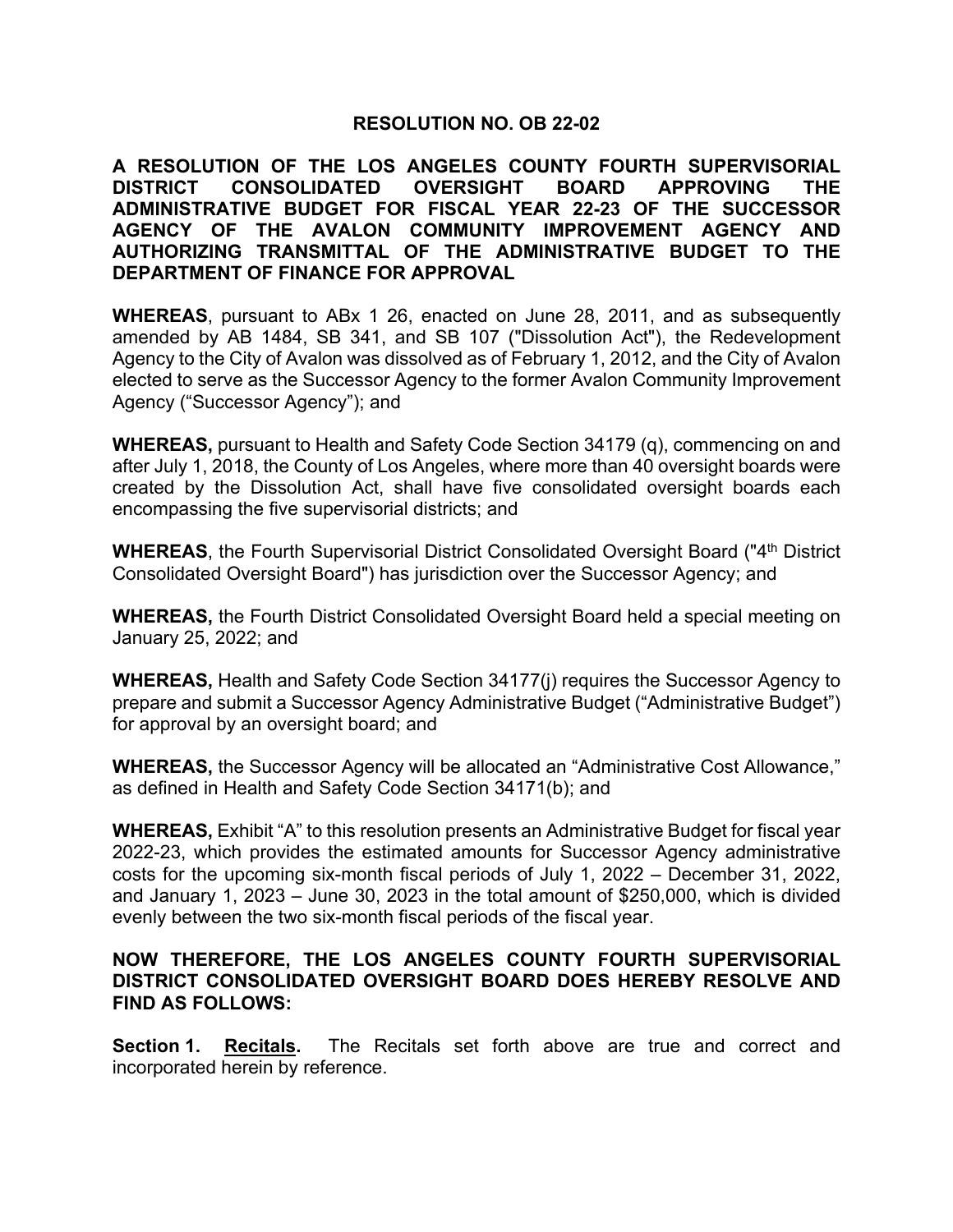# RESOLUTION NO. OB 22-02

**A RESOLUTION OF THE LOS ANGELES COUNTY FOURTH SUPERVISORIAL DISTRICT CONSOLIDATED OVERSIGHT BOARD APPROVING THE ADMINISTRATIVE BUDGET FOR FISCAL YEAR 22-23 OF THE SUCCESSOR AGENCY OF THE AVALON COMMUNITY IMPROVEMENT AGENCY AND AUTHORIZING TRANSMITTAL OF THE ADMINISTRATIVE BUDGET TO THE DEPARTMENT OF FINANCE FOR APPROVAL**

**WHEREAS**, pursuant to ABx 1 26, enacted on June 28, 2011, and as subsequently amended by AB 1484, SB 341, and SB 107 ("Dissolution Act"), the Redevelopment Agency to the City of Avalon was dissolved as of February 1, 2012, and the City of Avalon elected to serve as the Successor Agency to the former Avalon Community Improvement Agency ("Successor Agency"); and

**WHEREAS,** pursuant to Health and Safety Code Section 34179 (q), commencing on and after July 1, 2018, the County of Los Angeles, where more than 40 oversight boards were created by the Dissolution Act, shall have five consolidated oversight boards each encompassing the five supervisorial districts; and

**WHEREAS**, the Fourth Supervisorial District Consolidated Oversight Board ("4th District Consolidated Oversight Board") has jurisdiction over the Successor Agency; and

**WHEREAS,** the Fourth District Consolidated Oversight Board held a special meeting on January 25, 2022; and

**WHEREAS,** Health and Safety Code Section 34177(j) requires the Successor Agency to prepare and submit a Successor Agency Administrative Budget ("Administrative Budget") for approval by an oversight board; and

**WHEREAS,** the Successor Agency will be allocated an "Administrative Cost Allowance," as defined in Health and Safety Code Section 34171(b); and

**WHEREAS,** Exhibit "A" to this resolution presents an Administrative Budget for fiscal year 2022-23, which provides the estimated amounts for Successor Agency administrative costs for the upcoming six-month fiscal periods of July 1, 2022 – December 31, 2022, and January 1, 2023 – June 30, 2023 in the total amount of $250,000, which is divided evenly between the two six-month fiscal periods of the fiscal year.

**NOW THEREFORE, THE LOS ANGELES COUNTY FOURTH SUPERVISORIAL DISTRICT CONSOLIDATED OVERSIGHT BOARD DOES HEREBY RESOLVE AND FIND AS FOLLOWS:**

**Section 1. <u>Recitals</u>.** The Recitals set forth above are true and correct and incorporated herein by reference.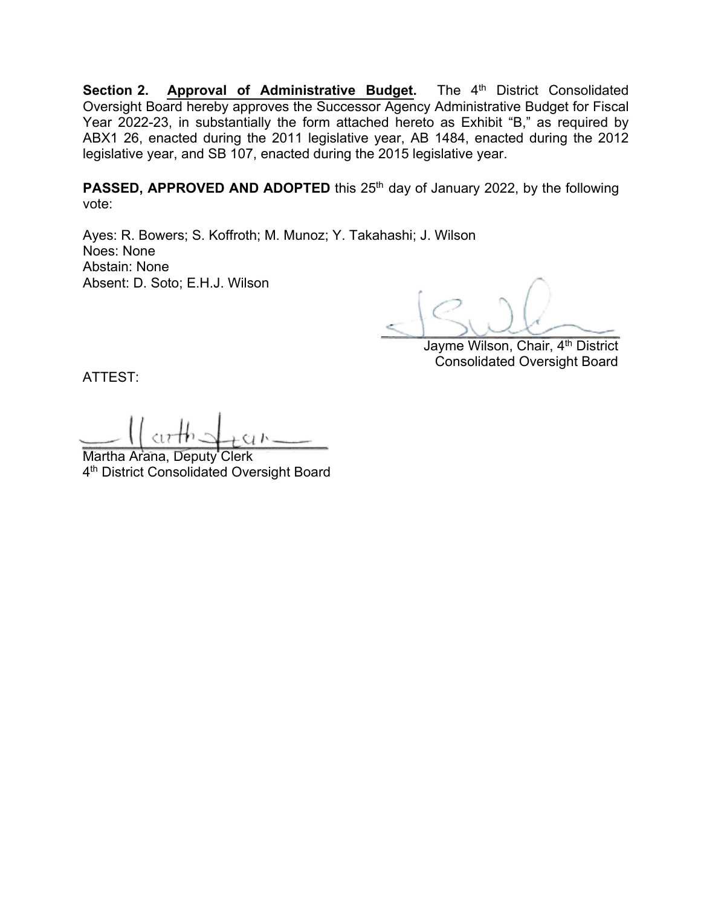**Section 2. Approval of Administrative Budget.** The 4th District Consolidated Oversight Board hereby approves the Successor Agency Administrative Budget for Fiscal Year 2022-23, in substantially the form attached hereto as Exhibit "B," as required by ABX1 26, enacted during the 2011 legislative year, AB 1484, enacted during the 2012 legislative year, and SB 107, enacted during the 2015 legislative year.

**PASSED, APPROVED AND ADOPTED** this 25th day of January 2022, by the following vote:

Ayes: R. Bowers; S. Koffroth; M. Munoz; Y. Takahashi; J. Wilson
Noes: None
Abstain: None
Absent: D. Soto; E.H.J. Wilson

Jayme Wilson, Chair, 4th District Consolidated Oversight Board

ATTEST:

Martha Arana, Deputy Clerk
4th District Consolidated Oversight Board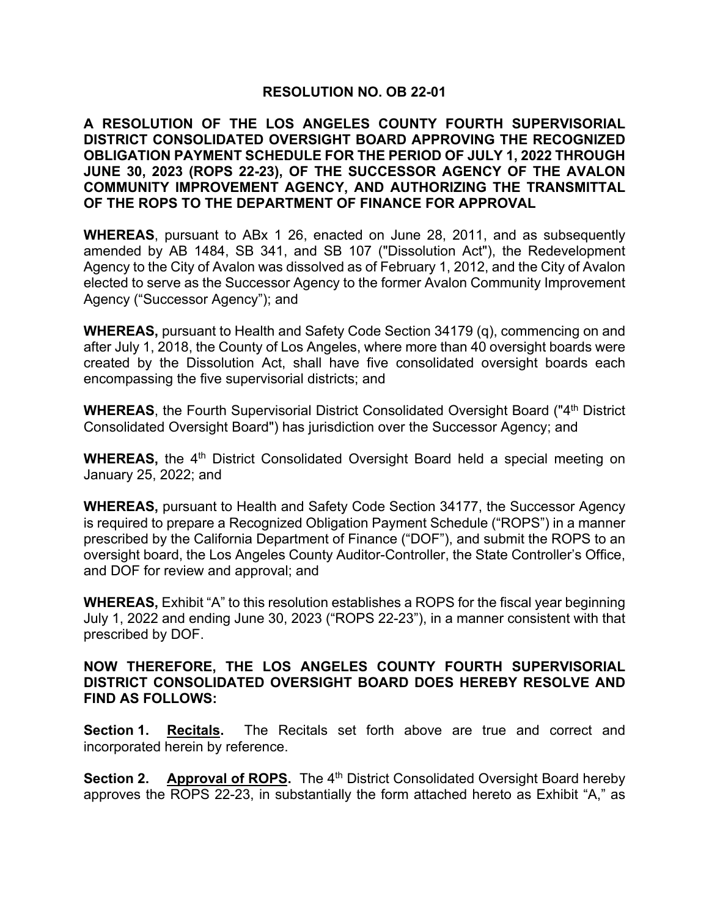**RESOLUTION NO. OB 22-01**

**A RESOLUTION OF THE LOS ANGELES COUNTY FOURTH SUPERVISORIAL DISTRICT CONSOLIDATED OVERSIGHT BOARD APPROVING THE RECOGNIZED OBLIGATION PAYMENT SCHEDULE FOR THE PERIOD OF JULY 1, 2022 THROUGH JUNE 30, 2023 (ROPS 22-23), OF THE SUCCESSOR AGENCY OF THE AVALON COMMUNITY IMPROVEMENT AGENCY, AND AUTHORIZING THE TRANSMITTAL OF THE ROPS TO THE DEPARTMENT OF FINANCE FOR APPROVAL**

**WHEREAS**, pursuant to ABx 1 26, enacted on June 28, 2011, and as subsequently amended by AB 1484, SB 341, and SB 107 ("Dissolution Act"), the Redevelopment Agency to the City of Avalon was dissolved as of February 1, 2012, and the City of Avalon elected to serve as the Successor Agency to the former Avalon Community Improvement Agency ("Successor Agency"); and

**WHEREAS,** pursuant to Health and Safety Code Section 34179 (q), commencing on and after July 1, 2018, the County of Los Angeles, where more than 40 oversight boards were created by the Dissolution Act, shall have five consolidated oversight boards each encompassing the five supervisorial districts; and

**WHEREAS**, the Fourth Supervisorial District Consolidated Oversight Board ("4th District Consolidated Oversight Board") has jurisdiction over the Successor Agency; and

**WHEREAS,** the 4th District Consolidated Oversight Board held a special meeting on January 25, 2022; and

**WHEREAS,** pursuant to Health and Safety Code Section 34177, the Successor Agency is required to prepare a Recognized Obligation Payment Schedule ("ROPS") in a manner prescribed by the California Department of Finance ("DOF"), and submit the ROPS to an oversight board, the Los Angeles County Auditor-Controller, the State Controller's Office, and DOF for review and approval; and

**WHEREAS,** Exhibit "A" to this resolution establishes a ROPS for the fiscal year beginning July 1, 2022 and ending June 30, 2023 ("ROPS 22-23"), in a manner consistent with that prescribed by DOF.

**NOW THEREFORE, THE LOS ANGELES COUNTY FOURTH SUPERVISORIAL DISTRICT CONSOLIDATED OVERSIGHT BOARD DOES HEREBY RESOLVE AND FIND AS FOLLOWS:**

**Section 1. Recitals.** The Recitals set forth above are true and correct and incorporated herein by reference.

**Section 2. Approval of ROPS.** The 4th District Consolidated Oversight Board hereby approves the ROPS 22-23, in substantially the form attached hereto as Exhibit "A," as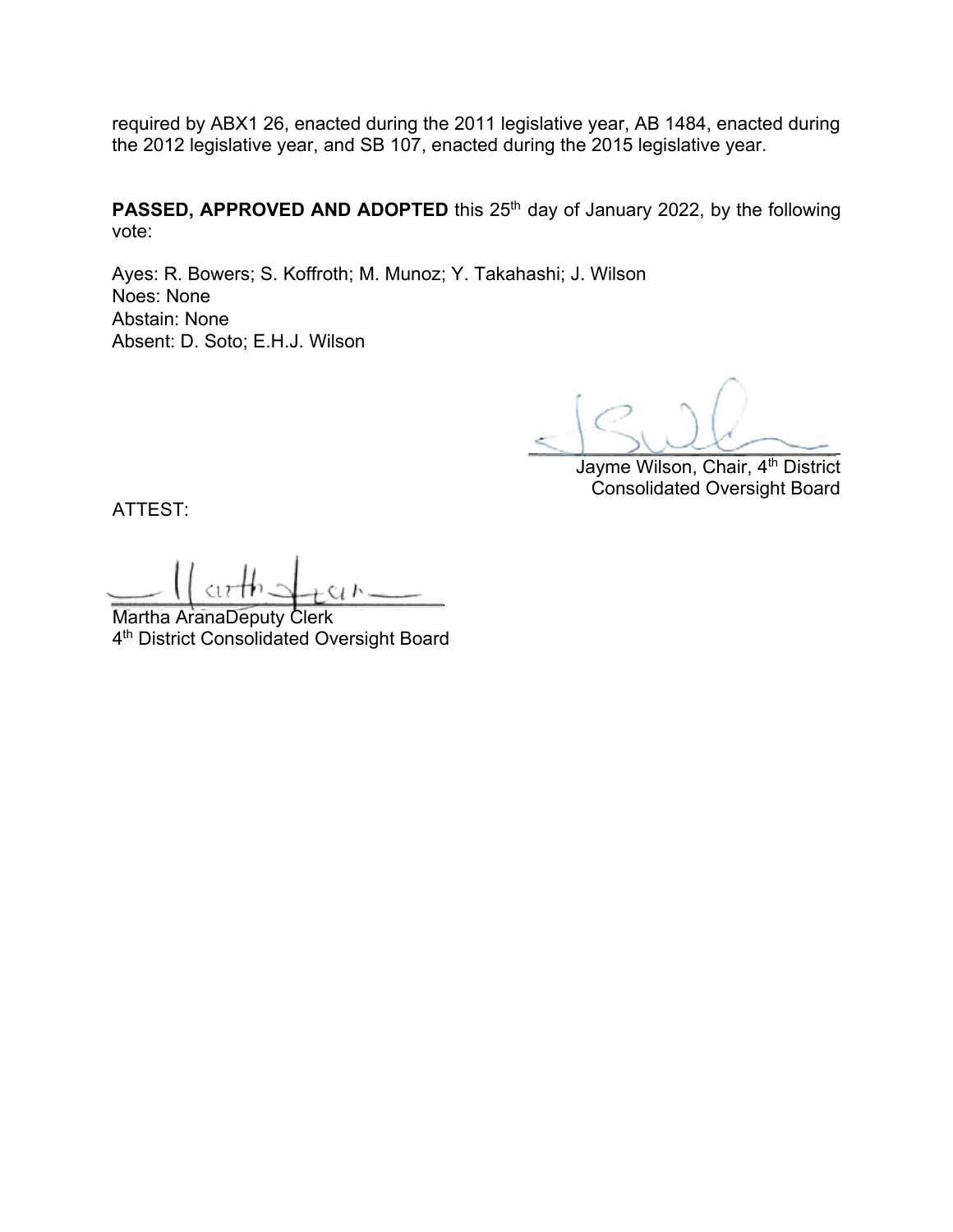required by ABX1 26, enacted during the 2011 legislative year, AB 1484, enacted during the 2012 legislative year, and SB 107, enacted during the 2015 legislative year.

**PASSED, APPROVED AND ADOPTED** this 25th day of January 2022, by the following vote:

Ayes: R. Bowers; S. Koffroth; M. Munoz; Y. Takahashi; J. Wilson
Noes: None
Abstain: None
Absent: D. Soto; E.H.J. Wilson

Jayme Wilson, Chair, 4th District
Consolidated Oversight Board

ATTEST:

Martha AranaDeputy Clerk
4th District Consolidated Oversight Board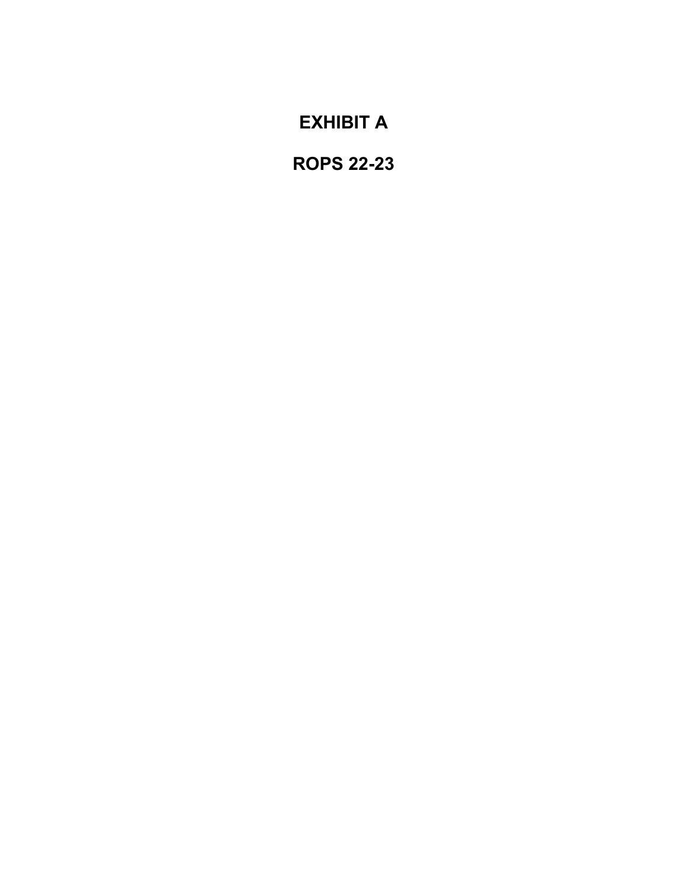# EXHIBIT A

# ROPS 22-23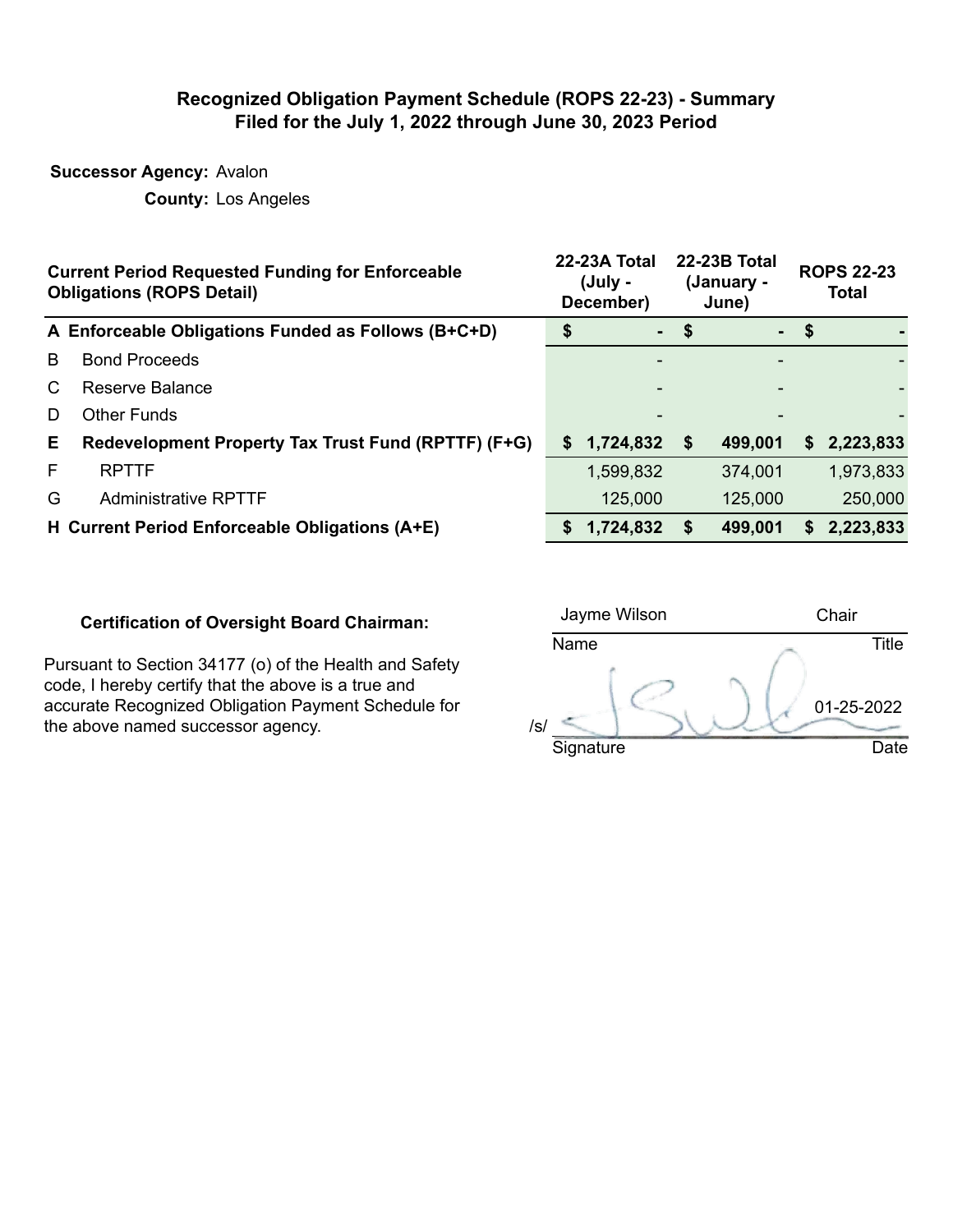# Recognized Obligation Payment Schedule (ROPS 22-23) - Summary
## Filed for the July 1, 2022 through June 30, 2023 Period

**Successor Agency:** Avalon

**County:** Los Angeles

| | Current Period Requested Funding for Enforceable Obligations (ROPS Detail) | 22-23A Total (July - December) | 22-23B Total (January - June) | ROPS 22-23 Total |
|---|---|---|---|---|
| **A** | **Enforceable Obligations Funded as Follows (B+C+D)** | **$ -** | **$ -** | **$ -** |
| B | Bond Proceeds | - | - | - |
| C | Reserve Balance | - | - | - |
| D | Other Funds | - | - | - |
| **E** | **Redevelopment Property Tax Trust Fund (RPTTF) (F+G)** | **$ 1,724,832** | **$ 499,001** | **$ 2,223,833** |
| F | RPTTF | 1,599,832 | 374,001 | 1,973,833 |
| G | Administrative RPTTF | 125,000 | 125,000 | 250,000 |
| **H** | **Current Period Enforceable Obligations (A+E)** | **$ 1,724,832** | **$ 499,001** | **$ 2,223,833** |

**Certification of Oversight Board Chairman:**

Pursuant to Section 34177 (o) of the Health and Safety code, I hereby certify that the above is a true and accurate Recognized Obligation Payment Schedule for the above named successor agency.

| Jayme Wilson | Chair |
|---|---|
| Name | Title |
| /s/ [signature] | 01-25-2022 |
| Signature | Date |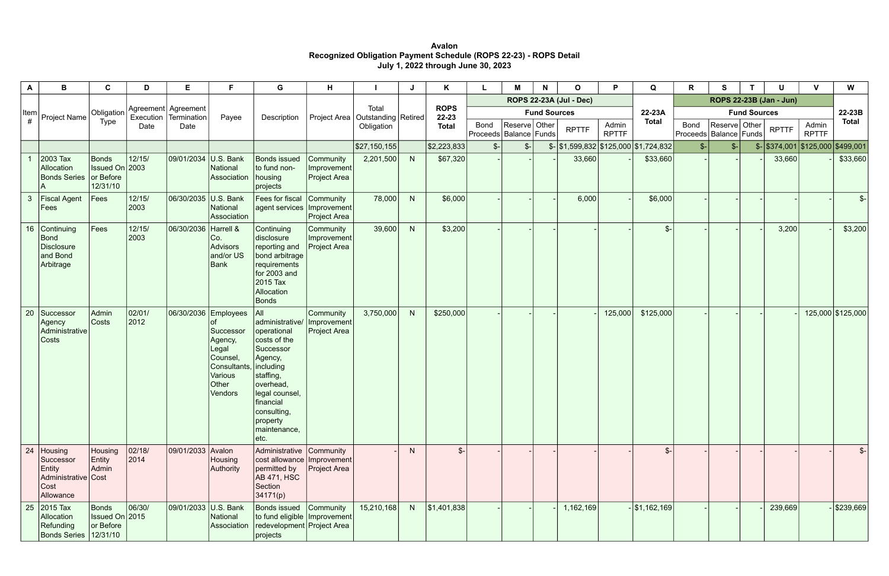**Avalon**
**Recognized Obligation Payment Schedule (ROPS 22-23) - ROPS Detail**
**July 1, 2022 through June 30, 2023**

| A | B | C | D | E | F | G | H | I | J | K | L | M | N | O | P | Q | R | S | T | U | V | W |
|---|---|---|---|---|---|---|---|---|---|---|---|---|---|---|---|---|---|---|---|---|---|---|
| Item # | Project Name | Obligation Type | Agreement Execution Date | Agreement Termination Date | Payee | Description | Project Area | Total Outstanding Obligation | Retired | ROPS 22-23 Total | ROPS 22-23A (Jul - Dec) Fund Sources | | | | | 22-23A Total | ROPS 22-23B (Jan - Jun) Fund Sources | | | | | 22-23B Total |
| | | | | | | | | | | | Bond Proceeds | Reserve Balance | Other Funds | RPTTF | Admin RPTTF | | Bond Proceeds | Reserve Balance | Other Funds | RPTTF | Admin RPTTF | |
| | | | | | | | | $27,150,155 | | $2,223,833 | $- | $- | $- | $1,599,832 | $125,000 | $1,724,832 | $- | $- | $- | $374,001 | $125,000 | $499,001 |
| 1 | 2003 Tax Allocation Bonds Series A | Bonds Issued On or Before 12/31/10 | 12/15/2003 | 09/01/2034 | U.S. Bank National Association | Bonds issued to fund non-housing projects | Community Improvement Project Area | 2,201,500 | N | $67,320 | - | - | - | 33,660 | - | $33,660 | - | - | - | 33,660 | - | $33,660 |
| 3 | Fiscal Agent Fees | Fees | 12/15/2003 | 06/30/2035 | U.S. Bank National Association | Fees for fiscal agent services | Community Improvement Project Area | 78,000 | N | $6,000 | - | - | - | 6,000 | - | $6,000 | - | - | - | - | - | $- |
| 16 | Continuing Bond Disclosure and Bond Arbitrage | Fees | 12/15/2003 | 06/30/2036 | Harrell & Co. Advisors and/or US Bank | Continuing disclosure reporting and bond arbitrage requirements for 2003 and 2015 Tax Allocation Bonds | Community Improvement Project Area | 39,600 | N | $3,200 | - | - | - | - | - | $- | - | - | - | 3,200 | - | $3,200 |
| 20 | Successor Agency Administrative Costs | Admin Costs | 02/01/2012 | 06/30/2036 | Employees of Successor Agency, Legal Counsel, Consultants, Various Other Vendors | All administrative/ operational costs of the Successor Agency, including staffing, overhead, legal counsel, financial consulting, property maintenance, etc. | Community Improvement Project Area | 3,750,000 | N | $250,000 | - | - | - | - | 125,000 | $125,000 | - | - | - | - | 125,000 | $125,000 |
| 24 | Housing Successor Entity Administrative Cost Allowance | Housing Entity Admin Cost | 02/18/2014 | 09/01/2033 | Avalon Housing Authority | Administrative cost allowance permitted by AB 471, HSC Section 34171(p) | Community Improvement Project Area | - | N | $- | - | - | - | - | - | $- | - | - | - | - | - | $- |
| 25 | 2015 Tax Allocation Refunding Bonds Series | Bonds Issued On or Before 12/31/10 | 06/30/2015 | 09/01/2033 | U.S. Bank National Association | Bonds issued to fund eligible redevelopment projects | Community Improvement Project Area | 15,210,168 | N | $1,401,838 | - | - | - | 1,162,169 | - | $1,162,169 | - | - | - | 239,669 | - | $239,669 |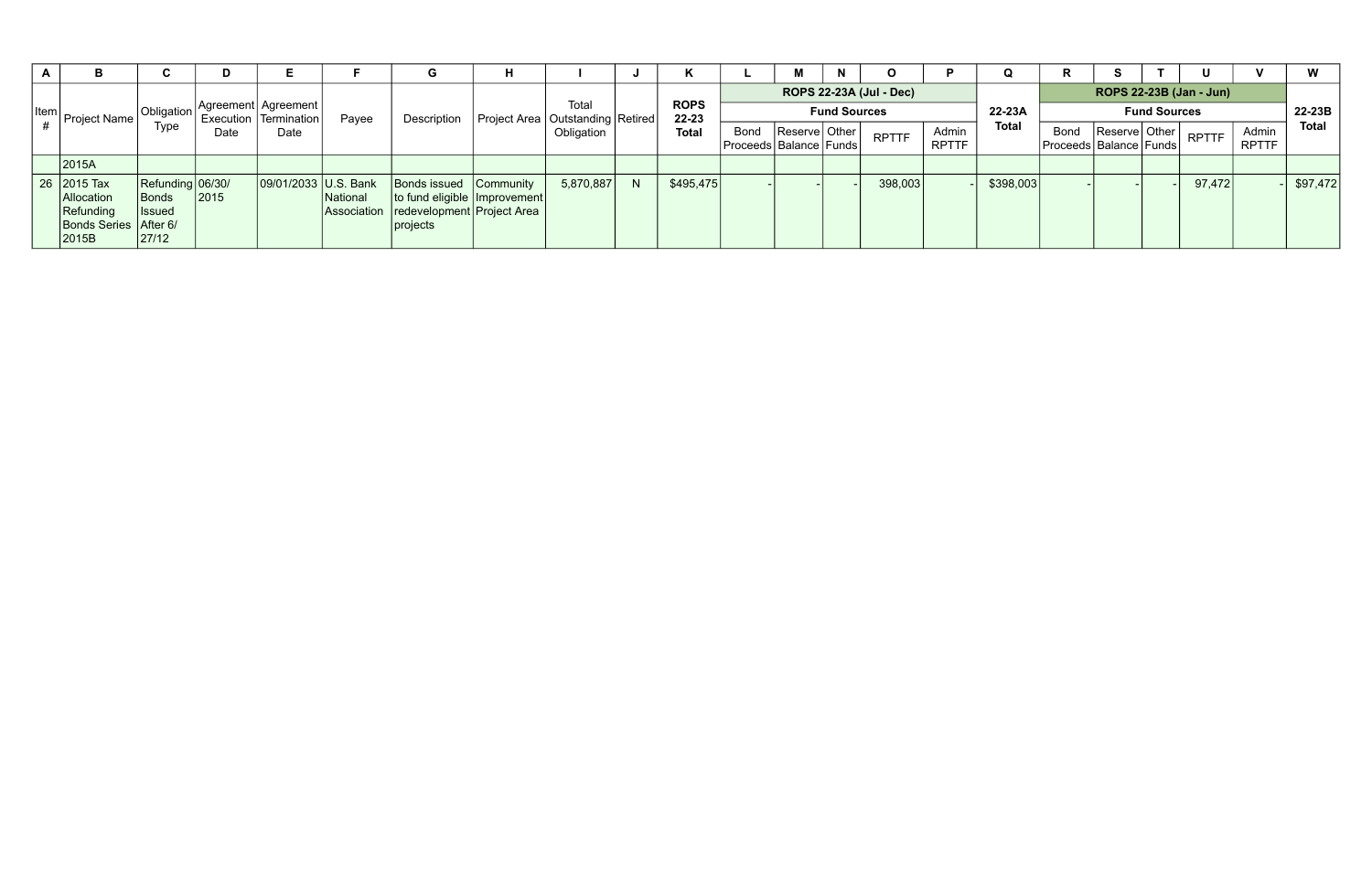| A | B | C | D | E | F | G | H | I | J | K | L | M | N | O | P | Q | R | S | T | U | V | W |
|---|---|---|---|---|---|---|---|---|---|---|---|---|---|---|---|---|---|---|---|---|---|---|
| Item # | Project Name | Obligation Type | Agreement Execution Date | Agreement Termination Date | Payee | Description | Project Area | Total Outstanding Obligation | Retired | ROPS 22-23 Total | ROPS 22-23A (Jul - Dec) | | | | | 22-23A Total | ROPS 22-23B (Jan - Jun) | | | | | 22-23B Total |
| | | | | | | | | | | | Fund Sources | | | | | | Fund Sources | | | | | |
| | | | | | | | | | | | Bond Proceeds | Reserve Balance | Other Funds | RPTTF | Admin RPTTF | | Bond Proceeds | Reserve Balance | Other Funds | RPTTF | Admin RPTTF | |
| | 2015A | | | | | | | | | | | | | | | | | | | | | |
| 26 | 2015 Tax Allocation Refunding Bonds Series 2015B | Refunding Bonds Issued After 6/27/12 | 06/30/2015 | 09/01/2033 | U.S. Bank National Association | Bonds issued to fund eligible redevelopment projects | Community Improvement Project Area | 5,870,887 | N | $495,475 | - | - | - | 398,003 | - | $398,003 | - | - | - | 97,472 | - | $97,472 |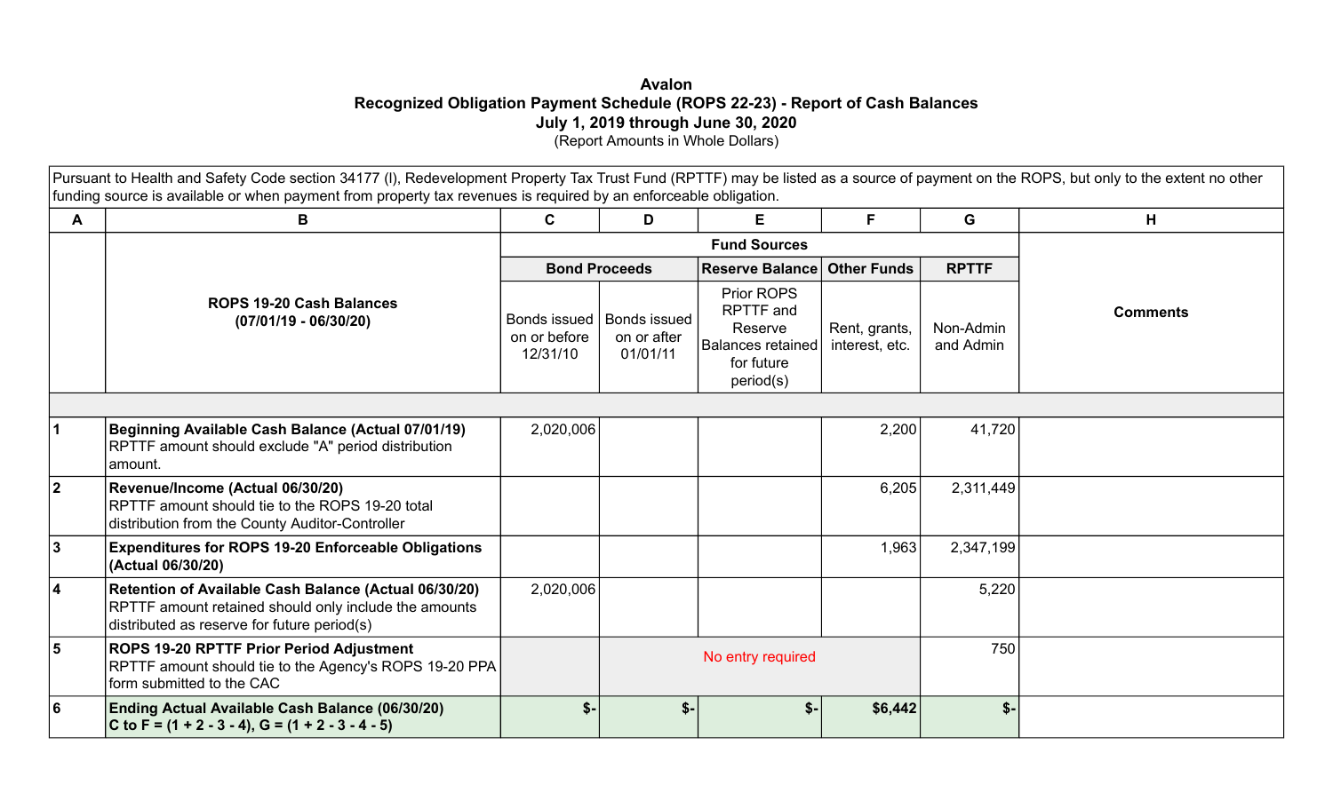**Avalon**
**Recognized Obligation Payment Schedule (ROPS 22-23) - Report of Cash Balances**
**July 1, 2019 through June 30, 2020**
(Report Amounts in Whole Dollars)

Pursuant to Health and Safety Code section 34177 (l), Redevelopment Property Tax Trust Fund (RPTTF) may be listed as a source of payment on the ROPS, but only to the extent no other funding source is available or when payment from property tax revenues is required by an enforceable obligation.

| A | B | C | D | E | F | G | H |
|---|---|---|---|---|---|---|---|
| | | **Fund Sources** | | | | | |
| | | **Bond Proceeds** | | **Reserve Balance** | **Other Funds** | **RPTTF** | |
| | **ROPS 19-20 Cash Balances (07/01/19 - 06/30/20)** | Bonds issued on or before 12/31/10 | Bonds issued on or after 01/01/11 | Prior ROPS RPTTF and Reserve Balances retained for future period(s) | Rent, grants, interest, etc. | Non-Admin and Admin | **Comments** |
| | | | | | | | |
| 1 | **Beginning Available Cash Balance (Actual 07/01/19)** RPTTF amount should exclude "A" period distribution amount. | 2,020,006 | | | 2,200 | 41,720 | |
| 2 | **Revenue/Income (Actual 06/30/20)** RPTTF amount should tie to the ROPS 19-20 total distribution from the County Auditor-Controller | | | | 6,205 | 2,311,449 | |
| 3 | **Expenditures for ROPS 19-20 Enforceable Obligations (Actual 06/30/20)** | | | | 1,963 | 2,347,199 | |
| 4 | **Retention of Available Cash Balance (Actual 06/30/20)** RPTTF amount retained should only include the amounts distributed as reserve for future period(s) | 2,020,006 | | | | 5,220 | |
| 5 | **ROPS 19-20 RPTTF Prior Period Adjustment** RPTTF amount should tie to the Agency's ROPS 19-20 PPA form submitted to the CAC | | No entry required | | | 750 | |
| 6 | **Ending Actual Available Cash Balance (06/30/20) C to F = (1 + 2 - 3 - 4), G = (1 + 2 - 3 - 4 - 5)** | **$-** | **$-** | **$-** | **$6,442** | **$-** | |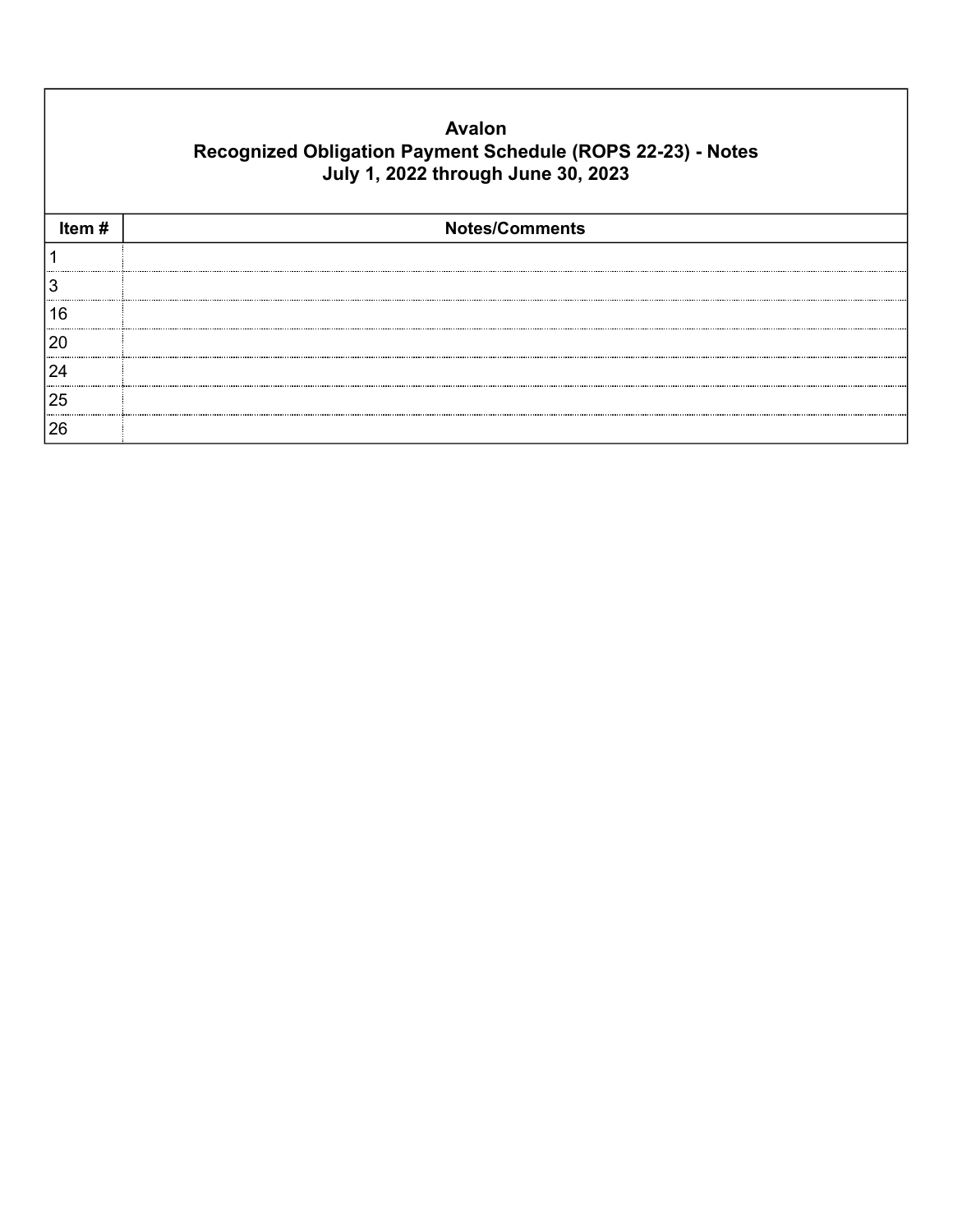**Avalon**
**Recognized Obligation Payment Schedule (ROPS 22-23) - Notes**
**July 1, 2022 through June 30, 2023**

| Item # | Notes/Comments |
|---|---|
| 1 | |
| 3 | |
| 16 | |
| 20 | |
| 24 | |
| 25 | |
| 26 | |